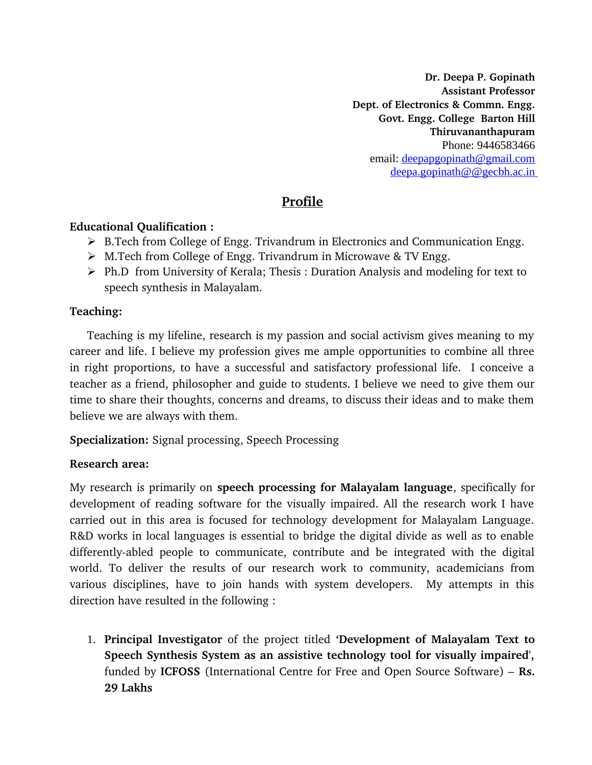**Dr. Deepa P. Gopinath**
**Assistant Professor**
**Dept. of Electronics & Commn. Engg.**
**Govt. Engg. College Barton Hill**
**Thiruvananthapuram**
Phone: 9446583466
email: deepapgopinath@gmail.com
deepa.gopinath@@gecbh.ac.in

## Profile

**Educational Qualification :**

- B.Tech from College of Engg. Trivandrum in Electronics and Communication Engg.
- M.Tech from College of Engg. Trivandrum in Microwave & TV Engg.
- Ph.D from University of Kerala; Thesis : Duration Analysis and modeling for text to speech synthesis in Malayalam.

**Teaching:**

Teaching is my lifeline, research is my passion and social activism gives meaning to my career and life. I believe my profession gives me ample opportunities to combine all three in right proportions, to have a successful and satisfactory professional life. I conceive a teacher as a friend, philosopher and guide to students. I believe we need to give them our time to share their thoughts, concerns and dreams, to discuss their ideas and to make them believe we are always with them.

**Specialization:** Signal processing, Speech Processing

**Research area:**

My research is primarily on **speech processing for Malayalam language**, specifically for development of reading software for the visually impaired. All the research work I have carried out in this area is focused for technology development for Malayalam Language. R&D works in local languages is essential to bridge the digital divide as well as to enable differently-abled people to communicate, contribute and be integrated with the digital world. To deliver the results of our research work to community, academicians from various disciplines, have to join hands with system developers. My attempts in this direction have resulted in the following :

1. **Principal Investigator** of the project titled **'Development of Malayalam Text to Speech Synthesis System as an assistive technology tool for visually impaired'**, funded by **ICFOSS** (International Centre for Free and Open Source Software) – **Rs. 29 Lakhs**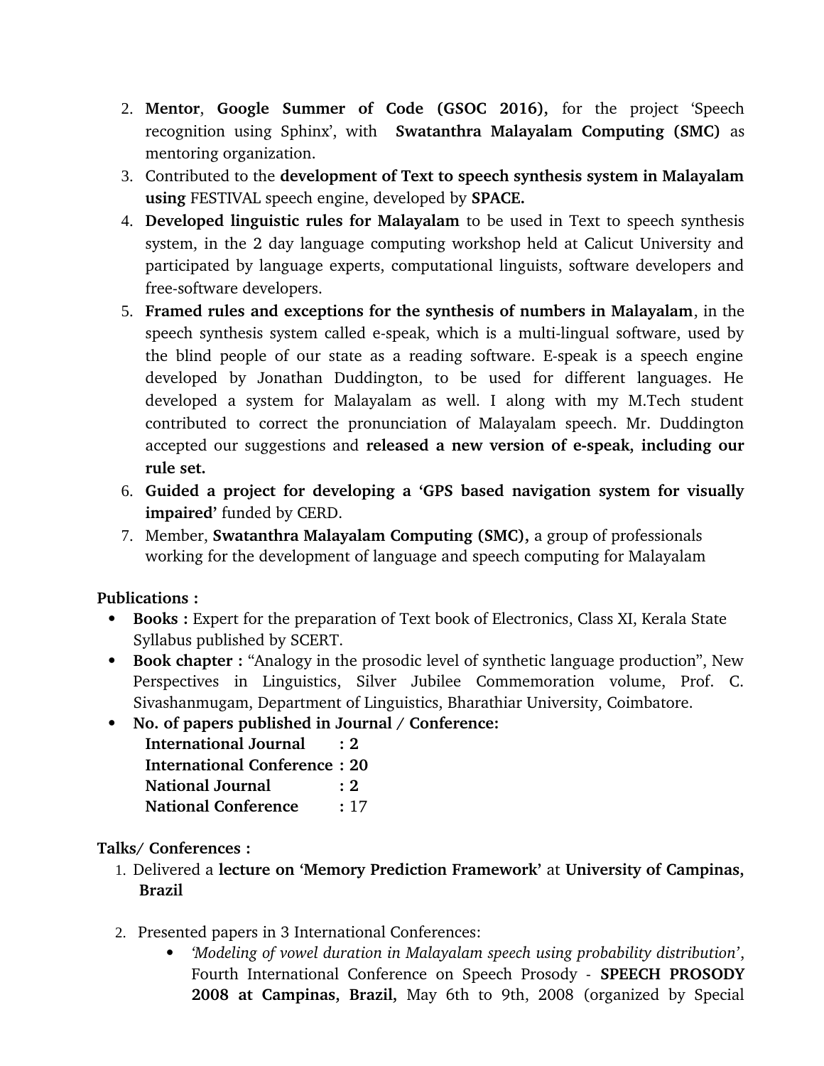2. **Mentor**, **Google Summer of Code (GSOC 2016),** for the project 'Speech recognition using Sphinx', with **Swatanthra Malayalam Computing (SMC)** as mentoring organization.
3. Contributed to the **development of Text to speech synthesis system in Malayalam using** FESTIVAL speech engine, developed by **SPACE.**
4. **Developed linguistic rules for Malayalam** to be used in Text to speech synthesis system, in the 2 day language computing workshop held at Calicut University and participated by language experts, computational linguists, software developers and free-software developers.
5. **Framed rules and exceptions for the synthesis of numbers in Malayalam**, in the speech synthesis system called e-speak, which is a multi-lingual software, used by the blind people of our state as a reading software. E-speak is a speech engine developed by Jonathan Duddington, to be used for different languages. He developed a system for Malayalam as well. I along with my M.Tech student contributed to correct the pronunciation of Malayalam speech. Mr. Duddington accepted our suggestions and **released a new version of e-speak, including our rule set.**
6. **Guided a project for developing a 'GPS based navigation system for visually impaired'** funded by CERD.
7. Member, **Swatanthra Malayalam Computing (SMC),** a group of professionals working for the development of language and speech computing for Malayalam

**Publications :**

- **Books :** Expert for the preparation of Text book of Electronics, Class XI, Kerala State Syllabus published by SCERT.
- **Book chapter :** "Analogy in the prosodic level of synthetic language production", New Perspectives in Linguistics, Silver Jubilee Commemoration volume, Prof. C. Sivashanmugam, Department of Linguistics, Bharathiar University, Coimbatore.
- **No. of papers published in Journal / Conference:**
  **International Journal : 2**
  **International Conference : 20**
  **National Journal : 2**
  **National Conference :** 17

**Talks/ Conferences :**

1. Delivered a **lecture on 'Memory Prediction Framework'** at **University of Campinas, Brazil**

2. Presented papers in 3 International Conferences:
   - *'Modeling of vowel duration in Malayalam speech using probability distribution'*, Fourth International Conference on Speech Prosody - **SPEECH PROSODY 2008 at Campinas, Brazil,** May 6th to 9th, 2008 (organized by Special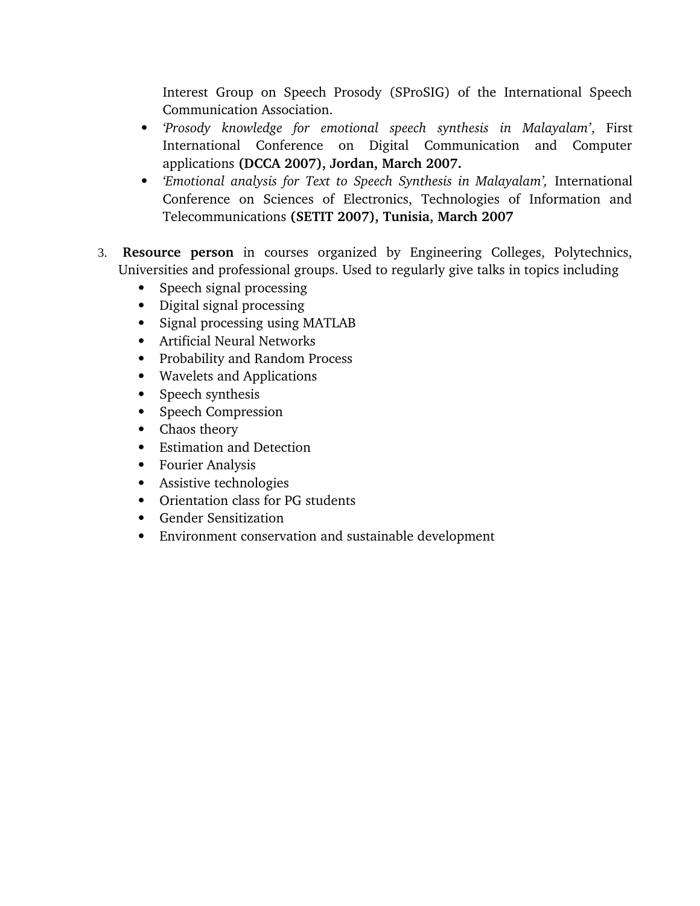Interest Group on Speech Prosody (SProSIG) of the International Speech Communication Association.

- *'Prosody knowledge for emotional speech synthesis in Malayalam'*, First International Conference on Digital Communication and Computer applications **(DCCA 2007), Jordan, March 2007.**
- *'Emotional analysis for Text to Speech Synthesis in Malayalam',* International Conference on Sciences of Electronics, Technologies of Information and Telecommunications **(SETIT 2007), Tunisia, March 2007**

3. **Resource person** in courses organized by Engineering Colleges, Polytechnics, Universities and professional groups. Used to regularly give talks in topics including
   - Speech signal processing
   - Digital signal processing
   - Signal processing using MATLAB
   - Artificial Neural Networks
   - Probability and Random Process
   - Wavelets and Applications
   - Speech synthesis
   - Speech Compression
   - Chaos theory
   - Estimation and Detection
   - Fourier Analysis
   - Assistive technologies
   - Orientation class for PG students
   - Gender Sensitization
   - Environment conservation and sustainable development